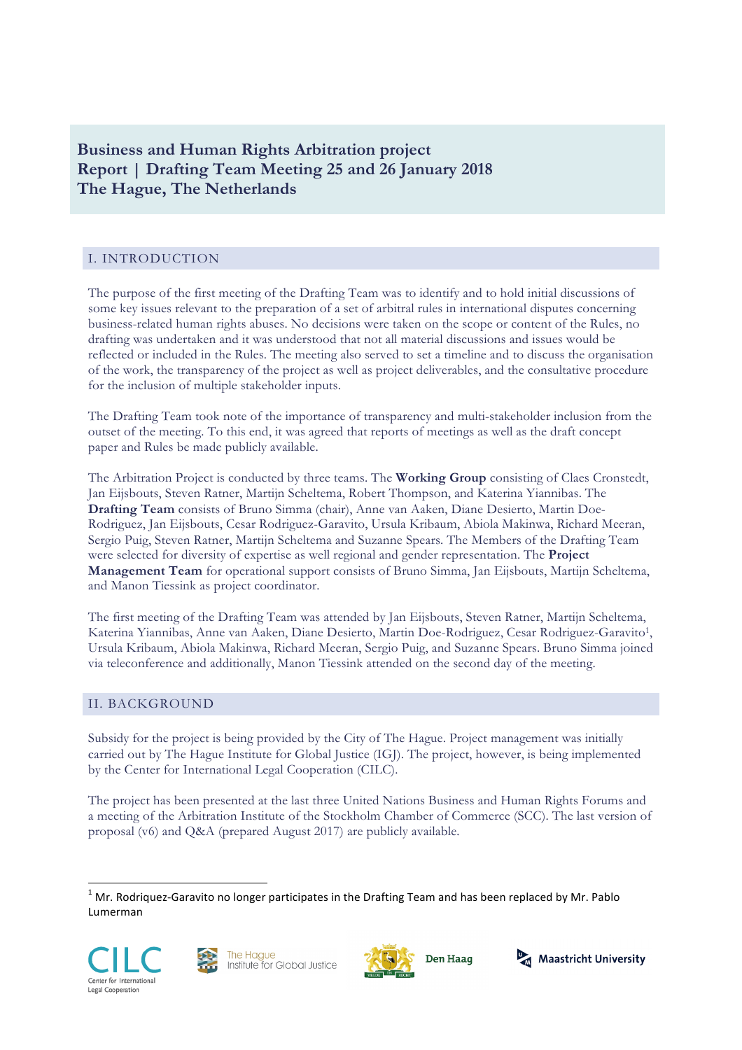# Business and Human Rights Arbitration project
# Report | Drafting Team Meeting 25 and 26 January 2018
# The Hague, The Netherlands

## I. INTRODUCTION

The purpose of the first meeting of the Drafting Team was to identify and to hold initial discussions of some key issues relevant to the preparation of a set of arbitral rules in international disputes concerning business-related human rights abuses. No decisions were taken on the scope or content of the Rules, no drafting was undertaken and it was understood that not all material discussions and issues would be reflected or included in the Rules. The meeting also served to set a timeline and to discuss the organisation of the work, the transparency of the project as well as project deliverables, and the consultative procedure for the inclusion of multiple stakeholder inputs.

The Drafting Team took note of the importance of transparency and multi-stakeholder inclusion from the outset of the meeting. To this end, it was agreed that reports of meetings as well as the draft concept paper and Rules be made publicly available.

The Arbitration Project is conducted by three teams. The **Working Group** consisting of Claes Cronstedt, Jan Eijsbouts, Steven Ratner, Martijn Scheltema, Robert Thompson, and Katerina Yiannibas. The **Drafting Team** consists of Bruno Simma (chair), Anne van Aaken, Diane Desierto, Martin Doe-Rodriguez, Jan Eijsbouts, Cesar Rodriguez-Garavito, Ursula Kribaum, Abiola Makinwa, Richard Meeran, Sergio Puig, Steven Ratner, Martijn Scheltema and Suzanne Spears. The Members of the Drafting Team were selected for diversity of expertise as well regional and gender representation. The **Project Management Team** for operational support consists of Bruno Simma, Jan Eijsbouts, Martijn Scheltema, and Manon Tiessink as project coordinator.

The first meeting of the Drafting Team was attended by Jan Eijsbouts, Steven Ratner, Martijn Scheltema, Katerina Yiannibas, Anne van Aaken, Diane Desierto, Martin Doe-Rodriguez, Cesar Rodriguez-Garavito[1], Ursula Kribaum, Abiola Makinwa, Richard Meeran, Sergio Puig, and Suzanne Spears. Bruno Simma joined via teleconference and additionally, Manon Tiessink attended on the second day of the meeting.

## II. BACKGROUND

Subsidy for the project is being provided by the City of The Hague. Project management was initially carried out by The Hague Institute for Global Justice (IGJ). The project, however, is being implemented by the Center for International Legal Cooperation (CILC).

The project has been presented at the last three United Nations Business and Human Rights Forums and a meeting of the Arbitration Institute of the Stockholm Chamber of Commerce (SCC). The last version of proposal (v6) and Q&A (prepared August 2017) are publicly available.

---

[1] Mr. Rodriquez-Garavito no longer participates in the Drafting Team and has been replaced by Mr. Pablo Lumerman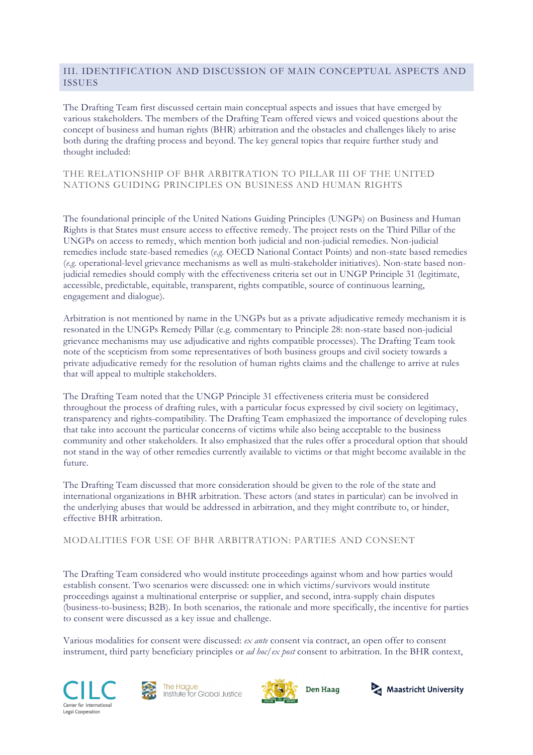## III. IDENTIFICATION AND DISCUSSION OF MAIN CONCEPTUAL ASPECTS AND ISSUES

The Drafting Team first discussed certain main conceptual aspects and issues that have emerged by various stakeholders. The members of the Drafting Team offered views and voiced questions about the concept of business and human rights (BHR) arbitration and the obstacles and challenges likely to arise both during the drafting process and beyond. The key general topics that require further study and thought included:

### THE RELATIONSHIP OF BHR ARBITRATION TO PILLAR III OF THE UNITED NATIONS GUIDING PRINCIPLES ON BUSINESS AND HUMAN RIGHTS

The foundational principle of the United Nations Guiding Principles (UNGPs) on Business and Human Rights is that States must ensure access to effective remedy. The project rests on the Third Pillar of the UNGPs on access to remedy, which mention both judicial and non-judicial remedies. Non-judicial remedies include state-based remedies (*e.g.* OECD National Contact Points) and non-state based remedies (*e.g.* operational-level grievance mechanisms as well as multi-stakeholder initiatives). Non-state based non-judicial remedies should comply with the effectiveness criteria set out in UNGP Principle 31 (legitimate, accessible, predictable, equitable, transparent, rights compatible, source of continuous learning, engagement and dialogue).

Arbitration is not mentioned by name in the UNGPs but as a private adjudicative remedy mechanism it is resonated in the UNGPs Remedy Pillar (e.g. commentary to Principle 28: non-state based non-judicial grievance mechanisms may use adjudicative and rights compatible processes). The Drafting Team took note of the scepticism from some representatives of both business groups and civil society towards a private adjudicative remedy for the resolution of human rights claims and the challenge to arrive at rules that will appeal to multiple stakeholders.

The Drafting Team noted that the UNGP Principle 31 effectiveness criteria must be considered throughout the process of drafting rules, with a particular focus expressed by civil society on legitimacy, transparency and rights-compatibility. The Drafting Team emphasized the importance of developing rules that take into account the particular concerns of victims while also being acceptable to the business community and other stakeholders. It also emphasized that the rules offer a procedural option that should not stand in the way of other remedies currently available to victims or that might become available in the future.

The Drafting Team discussed that more consideration should be given to the role of the state and international organizations in BHR arbitration. These actors (and states in particular) can be involved in the underlying abuses that would be addressed in arbitration, and they might contribute to, or hinder, effective BHR arbitration.

### MODALITIES FOR USE OF BHR ARBITRATION: PARTIES AND CONSENT

The Drafting Team considered who would institute proceedings against whom and how parties would establish consent. Two scenarios were discussed: one in which victims/survivors would institute proceedings against a multinational enterprise or supplier, and second, intra-supply chain disputes (business-to-business; B2B). In both scenarios, the rationale and more specifically, the incentive for parties to consent were discussed as a key issue and challenge.

Various modalities for consent were discussed: *ex ante* consent via contract, an open offer to consent instrument, third party beneficiary principles or *ad hoc*/*ex post* consent to arbitration. In the BHR context,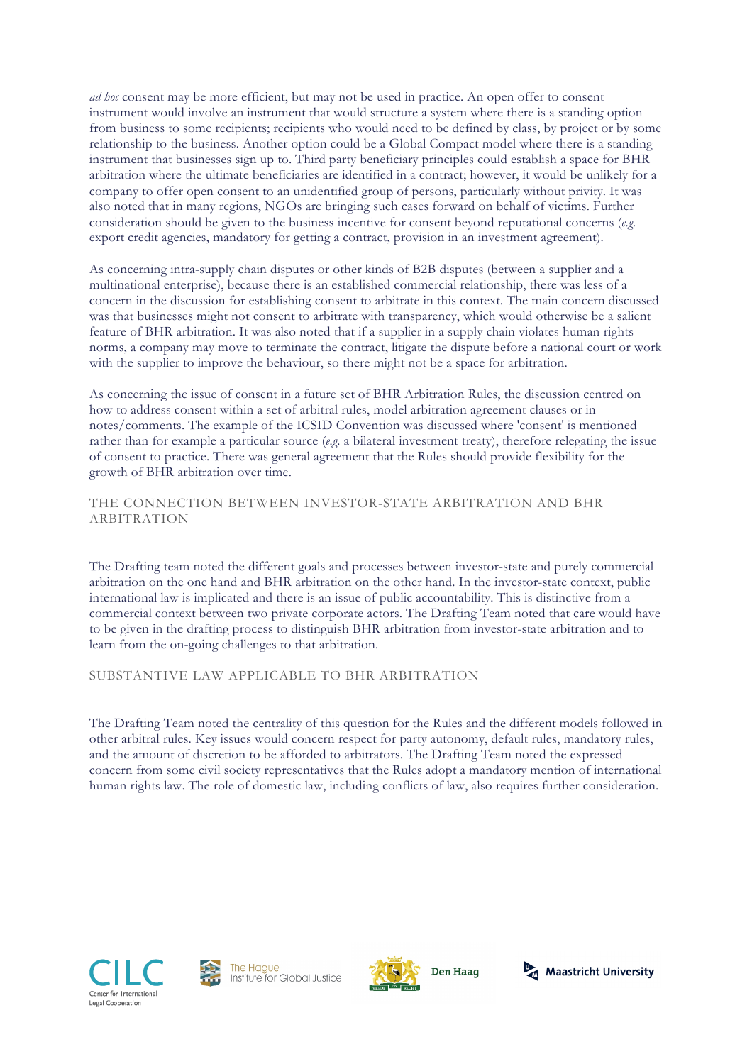*ad hoc* consent may be more efficient, but may not be used in practice. An open offer to consent instrument would involve an instrument that would structure a system where there is a standing option from business to some recipients; recipients who would need to be defined by class, by project or by some relationship to the business. Another option could be a Global Compact model where there is a standing instrument that businesses sign up to. Third party beneficiary principles could establish a space for BHR arbitration where the ultimate beneficiaries are identified in a contract; however, it would be unlikely for a company to offer open consent to an unidentified group of persons, particularly without privity. It was also noted that in many regions, NGOs are bringing such cases forward on behalf of victims. Further consideration should be given to the business incentive for consent beyond reputational concerns (*e.g.* export credit agencies, mandatory for getting a contract, provision in an investment agreement).

As concerning intra-supply chain disputes or other kinds of B2B disputes (between a supplier and a multinational enterprise), because there is an established commercial relationship, there was less of a concern in the discussion for establishing consent to arbitrate in this context. The main concern discussed was that businesses might not consent to arbitrate with transparency, which would otherwise be a salient feature of BHR arbitration. It was also noted that if a supplier in a supply chain violates human rights norms, a company may move to terminate the contract, litigate the dispute before a national court or work with the supplier to improve the behaviour, so there might not be a space for arbitration.

As concerning the issue of consent in a future set of BHR Arbitration Rules, the discussion centred on how to address consent within a set of arbitral rules, model arbitration agreement clauses or in notes/comments. The example of the ICSID Convention was discussed where 'consent' is mentioned rather than for example a particular source (*e.g.* a bilateral investment treaty), therefore relegating the issue of consent to practice. There was general agreement that the Rules should provide flexibility for the growth of BHR arbitration over time.

## THE CONNECTION BETWEEN INVESTOR-STATE ARBITRATION AND BHR ARBITRATION

The Drafting team noted the different goals and processes between investor-state and purely commercial arbitration on the one hand and BHR arbitration on the other hand. In the investor-state context, public international law is implicated and there is an issue of public accountability. This is distinctive from a commercial context between two private corporate actors. The Drafting Team noted that care would have to be given in the drafting process to distinguish BHR arbitration from investor-state arbitration and to learn from the on-going challenges to that arbitration.

## SUBSTANTIVE LAW APPLICABLE TO BHR ARBITRATION

The Drafting Team noted the centrality of this question for the Rules and the different models followed in other arbitral rules. Key issues would concern respect for party autonomy, default rules, mandatory rules, and the amount of discretion to be afforded to arbitrators. The Drafting Team noted the expressed concern from some civil society representatives that the Rules adopt a mandatory mention of international human rights law. The role of domestic law, including conflicts of law, also requires further consideration.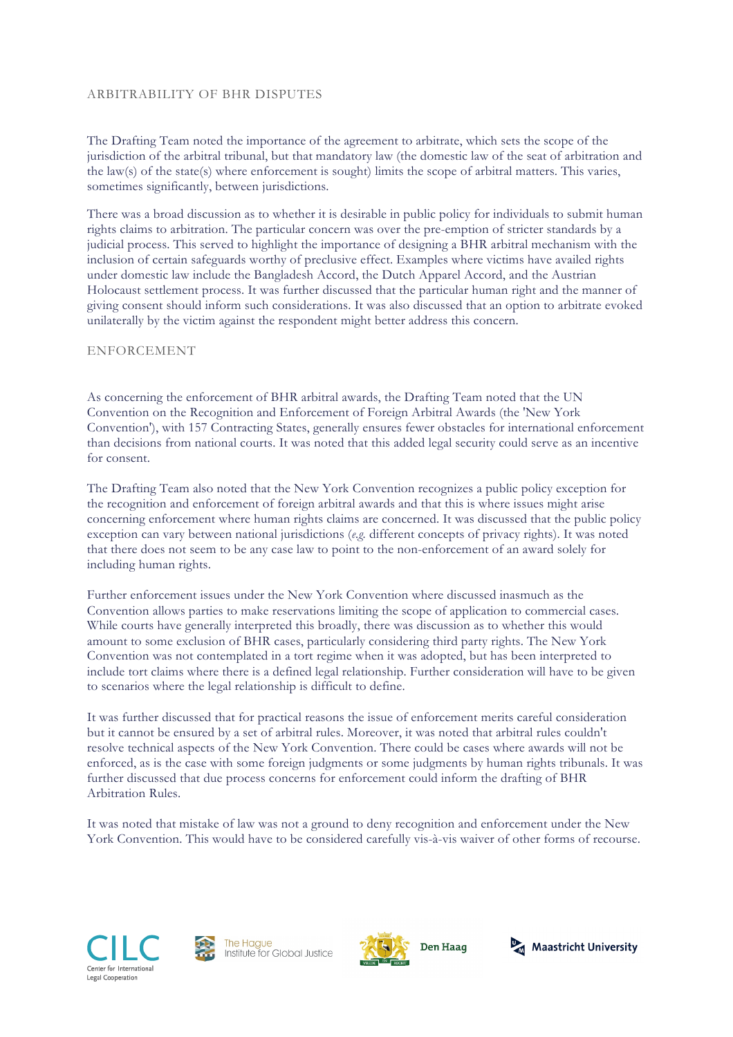## ARBITRABILITY OF BHR DISPUTES

The Drafting Team noted the importance of the agreement to arbitrate, which sets the scope of the jurisdiction of the arbitral tribunal, but that mandatory law (the domestic law of the seat of arbitration and the law(s) of the state(s) where enforcement is sought) limits the scope of arbitral matters. This varies, sometimes significantly, between jurisdictions.

There was a broad discussion as to whether it is desirable in public policy for individuals to submit human rights claims to arbitration. The particular concern was over the pre-emption of stricter standards by a judicial process. This served to highlight the importance of designing a BHR arbitral mechanism with the inclusion of certain safeguards worthy of preclusive effect. Examples where victims have availed rights under domestic law include the Bangladesh Accord, the Dutch Apparel Accord, and the Austrian Holocaust settlement process. It was further discussed that the particular human right and the manner of giving consent should inform such considerations. It was also discussed that an option to arbitrate evoked unilaterally by the victim against the respondent might better address this concern.

## ENFORCEMENT

As concerning the enforcement of BHR arbitral awards, the Drafting Team noted that the UN Convention on the Recognition and Enforcement of Foreign Arbitral Awards (the 'New York Convention'), with 157 Contracting States, generally ensures fewer obstacles for international enforcement than decisions from national courts. It was noted that this added legal security could serve as an incentive for consent.

The Drafting Team also noted that the New York Convention recognizes a public policy exception for the recognition and enforcement of foreign arbitral awards and that this is where issues might arise concerning enforcement where human rights claims are concerned. It was discussed that the public policy exception can vary between national jurisdictions (*e.g.* different concepts of privacy rights). It was noted that there does not seem to be any case law to point to the non-enforcement of an award solely for including human rights.

Further enforcement issues under the New York Convention where discussed inasmuch as the Convention allows parties to make reservations limiting the scope of application to commercial cases. While courts have generally interpreted this broadly, there was discussion as to whether this would amount to some exclusion of BHR cases, particularly considering third party rights. The New York Convention was not contemplated in a tort regime when it was adopted, but has been interpreted to include tort claims where there is a defined legal relationship. Further consideration will have to be given to scenarios where the legal relationship is difficult to define.

It was further discussed that for practical reasons the issue of enforcement merits careful consideration but it cannot be ensured by a set of arbitral rules. Moreover, it was noted that arbitral rules couldn't resolve technical aspects of the New York Convention. There could be cases where awards will not be enforced, as is the case with some foreign judgments or some judgments by human rights tribunals. It was further discussed that due process concerns for enforcement could inform the drafting of BHR Arbitration Rules.

It was noted that mistake of law was not a ground to deny recognition and enforcement under the New York Convention. This would have to be considered carefully vis-à-vis waiver of other forms of recourse.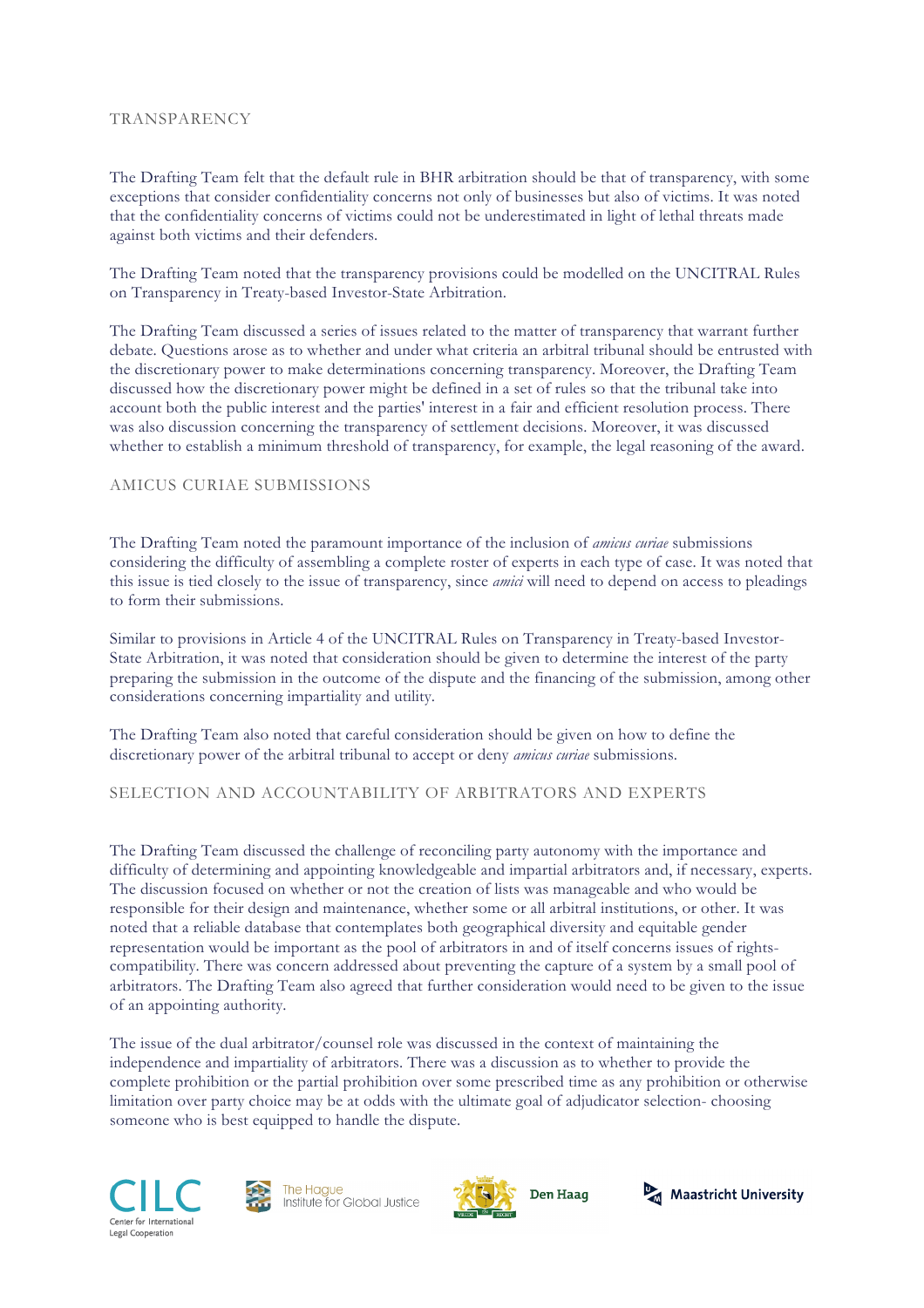## TRANSPARENCY

The Drafting Team felt that the default rule in BHR arbitration should be that of transparency, with some exceptions that consider confidentiality concerns not only of businesses but also of victims. It was noted that the confidentiality concerns of victims could not be underestimated in light of lethal threats made against both victims and their defenders.

The Drafting Team noted that the transparency provisions could be modelled on the UNCITRAL Rules on Transparency in Treaty-based Investor-State Arbitration.

The Drafting Team discussed a series of issues related to the matter of transparency that warrant further debate. Questions arose as to whether and under what criteria an arbitral tribunal should be entrusted with the discretionary power to make determinations concerning transparency. Moreover, the Drafting Team discussed how the discretionary power might be defined in a set of rules so that the tribunal take into account both the public interest and the parties' interest in a fair and efficient resolution process. There was also discussion concerning the transparency of settlement decisions. Moreover, it was discussed whether to establish a minimum threshold of transparency, for example, the legal reasoning of the award.

## AMICUS CURIAE SUBMISSIONS

The Drafting Team noted the paramount importance of the inclusion of *amicus curiae* submissions considering the difficulty of assembling a complete roster of experts in each type of case. It was noted that this issue is tied closely to the issue of transparency, since *amici* will need to depend on access to pleadings to form their submissions.

Similar to provisions in Article 4 of the UNCITRAL Rules on Transparency in Treaty-based Investor-State Arbitration, it was noted that consideration should be given to determine the interest of the party preparing the submission in the outcome of the dispute and the financing of the submission, among other considerations concerning impartiality and utility.

The Drafting Team also noted that careful consideration should be given on how to define the discretionary power of the arbitral tribunal to accept or deny *amicus curiae* submissions.

## SELECTION AND ACCOUNTABILITY OF ARBITRATORS AND EXPERTS

The Drafting Team discussed the challenge of reconciling party autonomy with the importance and difficulty of determining and appointing knowledgeable and impartial arbitrators and, if necessary, experts. The discussion focused on whether or not the creation of lists was manageable and who would be responsible for their design and maintenance, whether some or all arbitral institutions, or other. It was noted that a reliable database that contemplates both geographical diversity and equitable gender representation would be important as the pool of arbitrators in and of itself concerns issues of rights-compatibility. There was concern addressed about preventing the capture of a system by a small pool of arbitrators. The Drafting Team also agreed that further consideration would need to be given to the issue of an appointing authority.

The issue of the dual arbitrator/counsel role was discussed in the context of maintaining the independence and impartiality of arbitrators. There was a discussion as to whether to provide the complete prohibition or the partial prohibition over some prescribed time as any prohibition or otherwise limitation over party choice may be at odds with the ultimate goal of adjudicator selection- choosing someone who is best equipped to handle the dispute.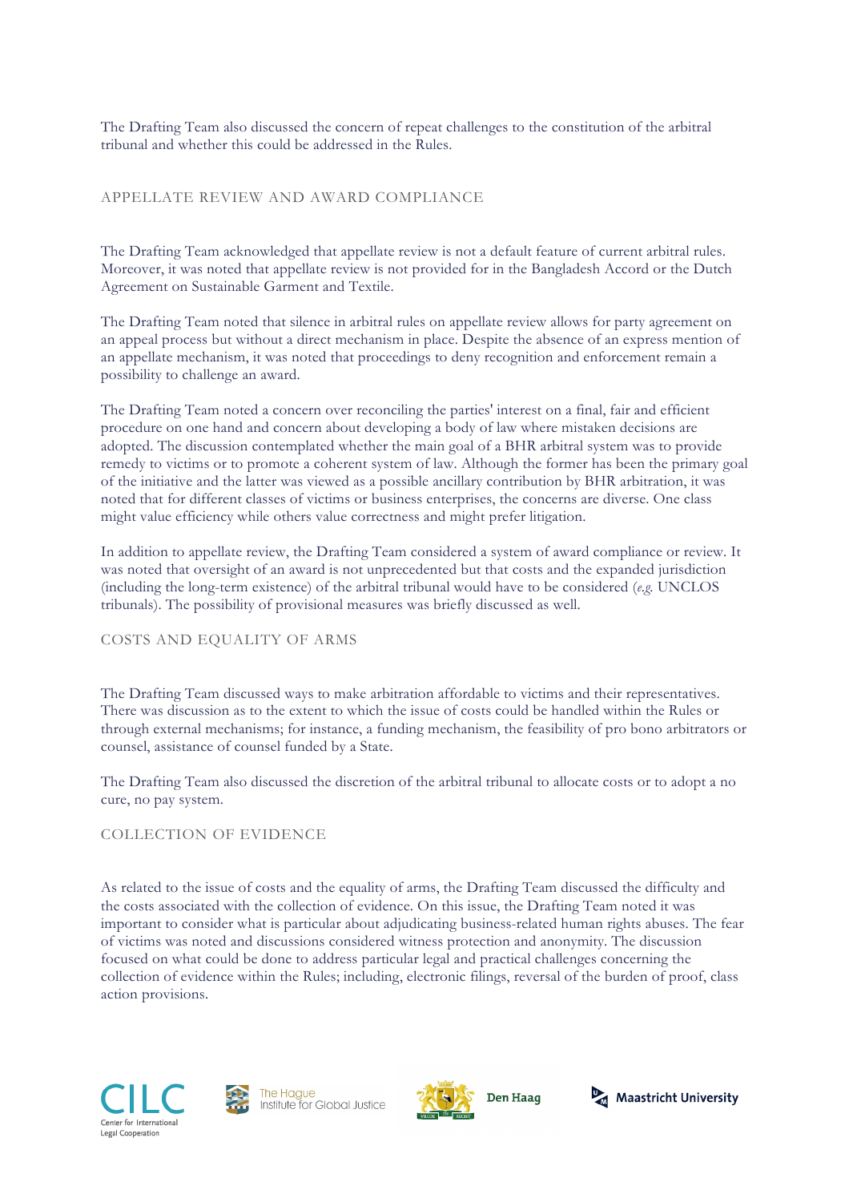The Drafting Team also discussed the concern of repeat challenges to the constitution of the arbitral tribunal and whether this could be addressed in the Rules.

## APPELLATE REVIEW AND AWARD COMPLIANCE

The Drafting Team acknowledged that appellate review is not a default feature of current arbitral rules. Moreover, it was noted that appellate review is not provided for in the Bangladesh Accord or the Dutch Agreement on Sustainable Garment and Textile.

The Drafting Team noted that silence in arbitral rules on appellate review allows for party agreement on an appeal process but without a direct mechanism in place. Despite the absence of an express mention of an appellate mechanism, it was noted that proceedings to deny recognition and enforcement remain a possibility to challenge an award.

The Drafting Team noted a concern over reconciling the parties' interest on a final, fair and efficient procedure on one hand and concern about developing a body of law where mistaken decisions are adopted. The discussion contemplated whether the main goal of a BHR arbitral system was to provide remedy to victims or to promote a coherent system of law. Although the former has been the primary goal of the initiative and the latter was viewed as a possible ancillary contribution by BHR arbitration, it was noted that for different classes of victims or business enterprises, the concerns are diverse. One class might value efficiency while others value correctness and might prefer litigation.

In addition to appellate review, the Drafting Team considered a system of award compliance or review. It was noted that oversight of an award is not unprecedented but that costs and the expanded jurisdiction (including the long-term existence) of the arbitral tribunal would have to be considered (*e.g.* UNCLOS tribunals). The possibility of provisional measures was briefly discussed as well.

## COSTS AND EQUALITY OF ARMS

The Drafting Team discussed ways to make arbitration affordable to victims and their representatives. There was discussion as to the extent to which the issue of costs could be handled within the Rules or through external mechanisms; for instance, a funding mechanism, the feasibility of pro bono arbitrators or counsel, assistance of counsel funded by a State.

The Drafting Team also discussed the discretion of the arbitral tribunal to allocate costs or to adopt a no cure, no pay system.

## COLLECTION OF EVIDENCE

As related to the issue of costs and the equality of arms, the Drafting Team discussed the difficulty and the costs associated with the collection of evidence. On this issue, the Drafting Team noted it was important to consider what is particular about adjudicating business-related human rights abuses. The fear of victims was noted and discussions considered witness protection and anonymity. The discussion focused on what could be done to address particular legal and practical challenges concerning the collection of evidence within the Rules; including, electronic filings, reversal of the burden of proof, class action provisions.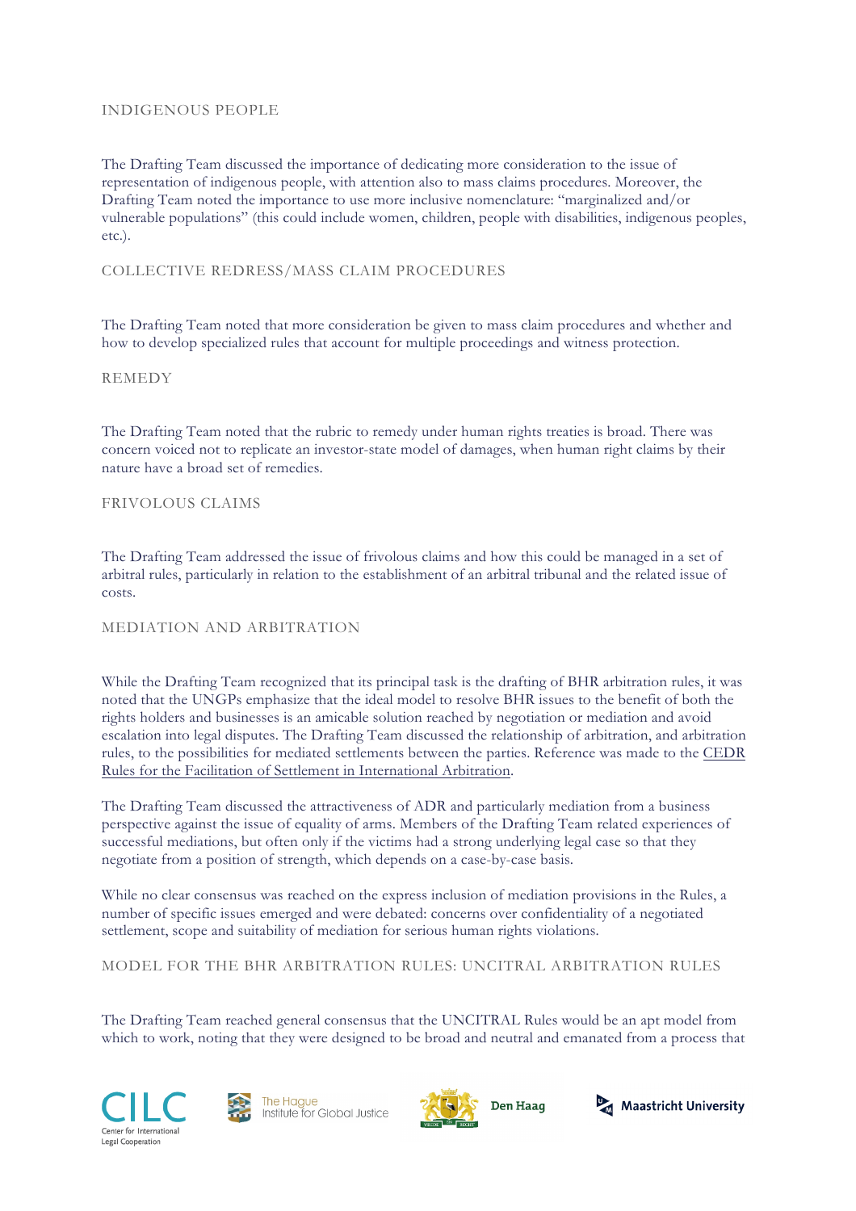## INDIGENOUS PEOPLE

The Drafting Team discussed the importance of dedicating more consideration to the issue of representation of indigenous people, with attention also to mass claims procedures. Moreover, the Drafting Team noted the importance to use more inclusive nomenclature: "marginalized and/or vulnerable populations" (this could include women, children, people with disabilities, indigenous peoples, etc.).

## COLLECTIVE REDRESS/MASS CLAIM PROCEDURES

The Drafting Team noted that more consideration be given to mass claim procedures and whether and how to develop specialized rules that account for multiple proceedings and witness protection.

## REMEDY

The Drafting Team noted that the rubric to remedy under human rights treaties is broad. There was concern voiced not to replicate an investor-state model of damages, when human right claims by their nature have a broad set of remedies.

## FRIVOLOUS CLAIMS

The Drafting Team addressed the issue of frivolous claims and how this could be managed in a set of arbitral rules, particularly in relation to the establishment of an arbitral tribunal and the related issue of costs.

## MEDIATION AND ARBITRATION

While the Drafting Team recognized that its principal task is the drafting of BHR arbitration rules, it was noted that the UNGPs emphasize that the ideal model to resolve BHR issues to the benefit of both the rights holders and businesses is an amicable solution reached by negotiation or mediation and avoid escalation into legal disputes. The Drafting Team discussed the relationship of arbitration, and arbitration rules, to the possibilities for mediated settlements between the parties. Reference was made to the CEDR Rules for the Facilitation of Settlement in International Arbitration.

The Drafting Team discussed the attractiveness of ADR and particularly mediation from a business perspective against the issue of equality of arms. Members of the Drafting Team related experiences of successful mediations, but often only if the victims had a strong underlying legal case so that they negotiate from a position of strength, which depends on a case-by-case basis.

While no clear consensus was reached on the express inclusion of mediation provisions in the Rules, a number of specific issues emerged and were debated: concerns over confidentiality of a negotiated settlement, scope and suitability of mediation for serious human rights violations.

## MODEL FOR THE BHR ARBITRATION RULES: UNCITRAL ARBITRATION RULES

The Drafting Team reached general consensus that the UNCITRAL Rules would be an apt model from which to work, noting that they were designed to be broad and neutral and emanated from a process that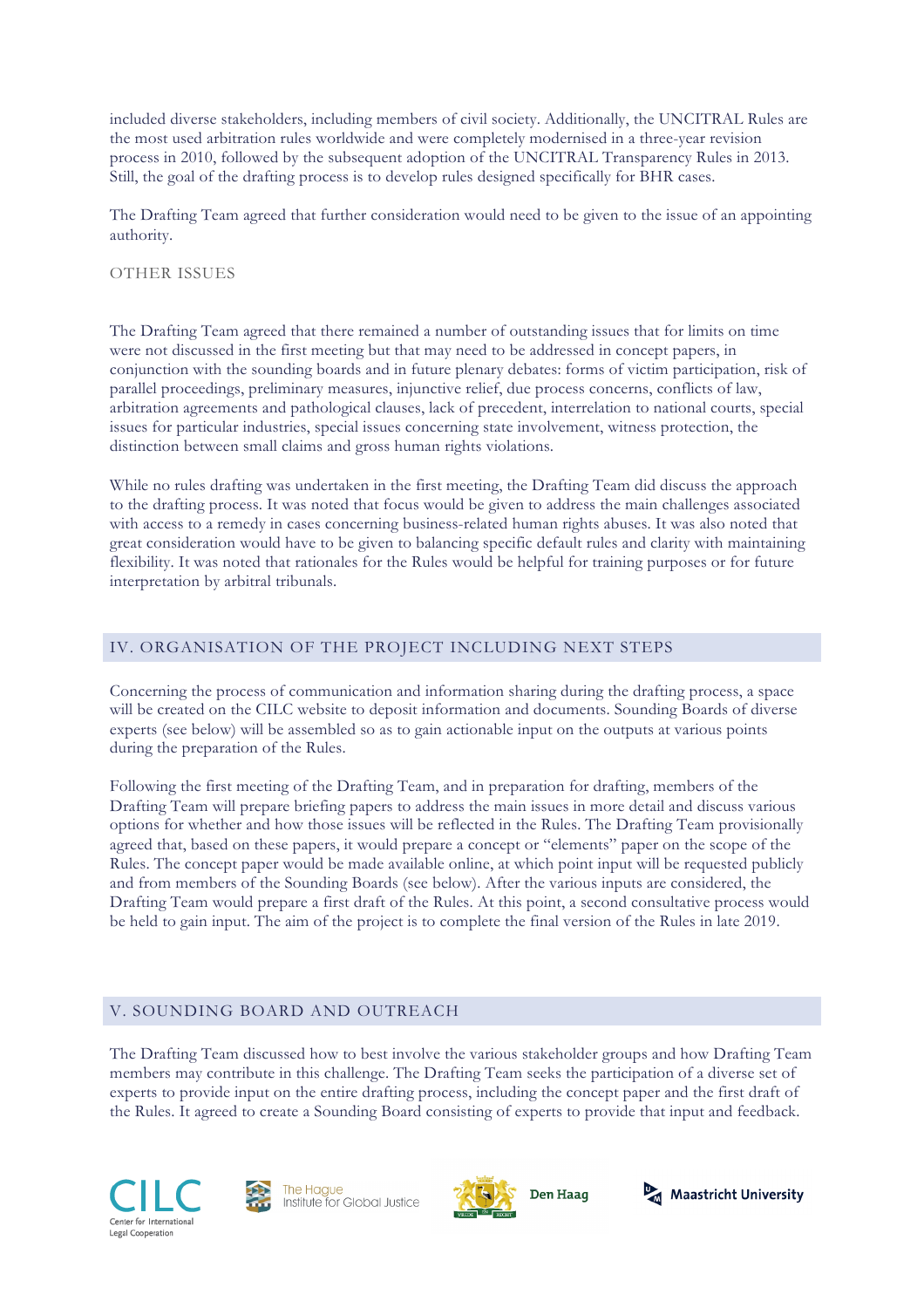included diverse stakeholders, including members of civil society. Additionally, the UNCITRAL Rules are the most used arbitration rules worldwide and were completely modernised in a three-year revision process in 2010, followed by the subsequent adoption of the UNCITRAL Transparency Rules in 2013. Still, the goal of the drafting process is to develop rules designed specifically for BHR cases.

The Drafting Team agreed that further consideration would need to be given to the issue of an appointing authority.

### OTHER ISSUES

The Drafting Team agreed that there remained a number of outstanding issues that for limits on time were not discussed in the first meeting but that may need to be addressed in concept papers, in conjunction with the sounding boards and in future plenary debates: forms of victim participation, risk of parallel proceedings, preliminary measures, injunctive relief, due process concerns, conflicts of law, arbitration agreements and pathological clauses, lack of precedent, interrelation to national courts, special issues for particular industries, special issues concerning state involvement, witness protection, the distinction between small claims and gross human rights violations.

While no rules drafting was undertaken in the first meeting, the Drafting Team did discuss the approach to the drafting process. It was noted that focus would be given to address the main challenges associated with access to a remedy in cases concerning business-related human rights abuses. It was also noted that great consideration would have to be given to balancing specific default rules and clarity with maintaining flexibility. It was noted that rationales for the Rules would be helpful for training purposes or for future interpretation by arbitral tribunals.

## IV. ORGANISATION OF THE PROJECT INCLUDING NEXT STEPS

Concerning the process of communication and information sharing during the drafting process, a space will be created on the CILC website to deposit information and documents. Sounding Boards of diverse experts (see below) will be assembled so as to gain actionable input on the outputs at various points during the preparation of the Rules.

Following the first meeting of the Drafting Team, and in preparation for drafting, members of the Drafting Team will prepare briefing papers to address the main issues in more detail and discuss various options for whether and how those issues will be reflected in the Rules. The Drafting Team provisionally agreed that, based on these papers, it would prepare a concept or "elements" paper on the scope of the Rules. The concept paper would be made available online, at which point input will be requested publicly and from members of the Sounding Boards (see below). After the various inputs are considered, the Drafting Team would prepare a first draft of the Rules. At this point, a second consultative process would be held to gain input. The aim of the project is to complete the final version of the Rules in late 2019.

## V. SOUNDING BOARD AND OUTREACH

The Drafting Team discussed how to best involve the various stakeholder groups and how Drafting Team members may contribute in this challenge. The Drafting Team seeks the participation of a diverse set of experts to provide input on the entire drafting process, including the concept paper and the first draft of the Rules. It agreed to create a Sounding Board consisting of experts to provide that input and feedback.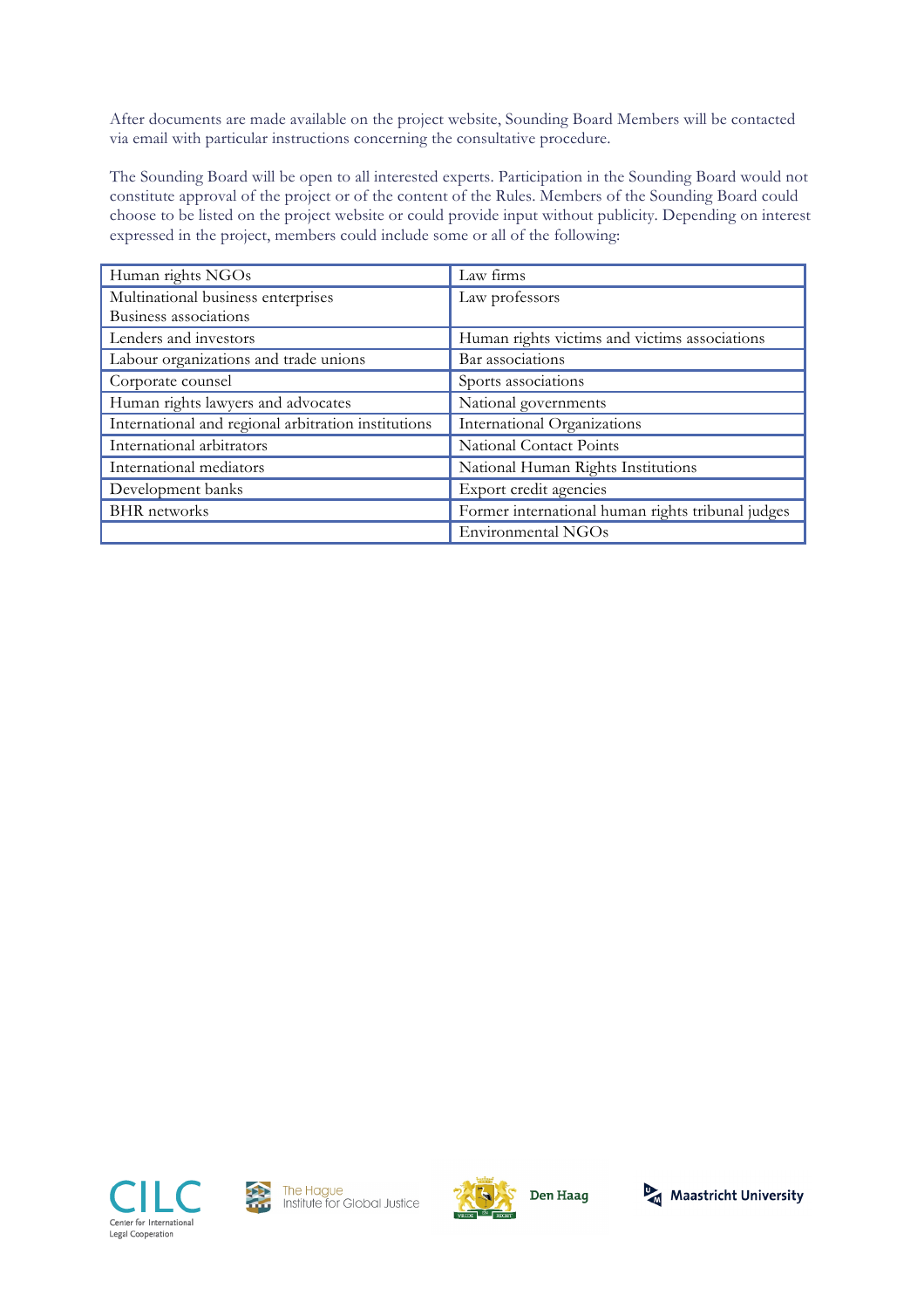After documents are made available on the project website, Sounding Board Members will be contacted via email with particular instructions concerning the consultative procedure.

The Sounding Board will be open to all interested experts. Participation in the Sounding Board would not constitute approval of the project or of the content of the Rules. Members of the Sounding Board could choose to be listed on the project website or could provide input without publicity. Depending on interest expressed in the project, members could include some or all of the following:

| | |
|---|---|
| Human rights NGOs | Law firms |
| Multinational business enterprises<br>Business associations | Law professors |
| Lenders and investors | Human rights victims and victims associations |
| Labour organizations and trade unions | Bar associations |
| Corporate counsel | Sports associations |
| Human rights lawyers and advocates | National governments |
| International and regional arbitration institutions | International Organizations |
| International arbitrators | National Contact Points |
| International mediators | National Human Rights Institutions |
| Development banks | Export credit agencies |
| BHR networks | Former international human rights tribunal judges |
| | Environmental NGOs |